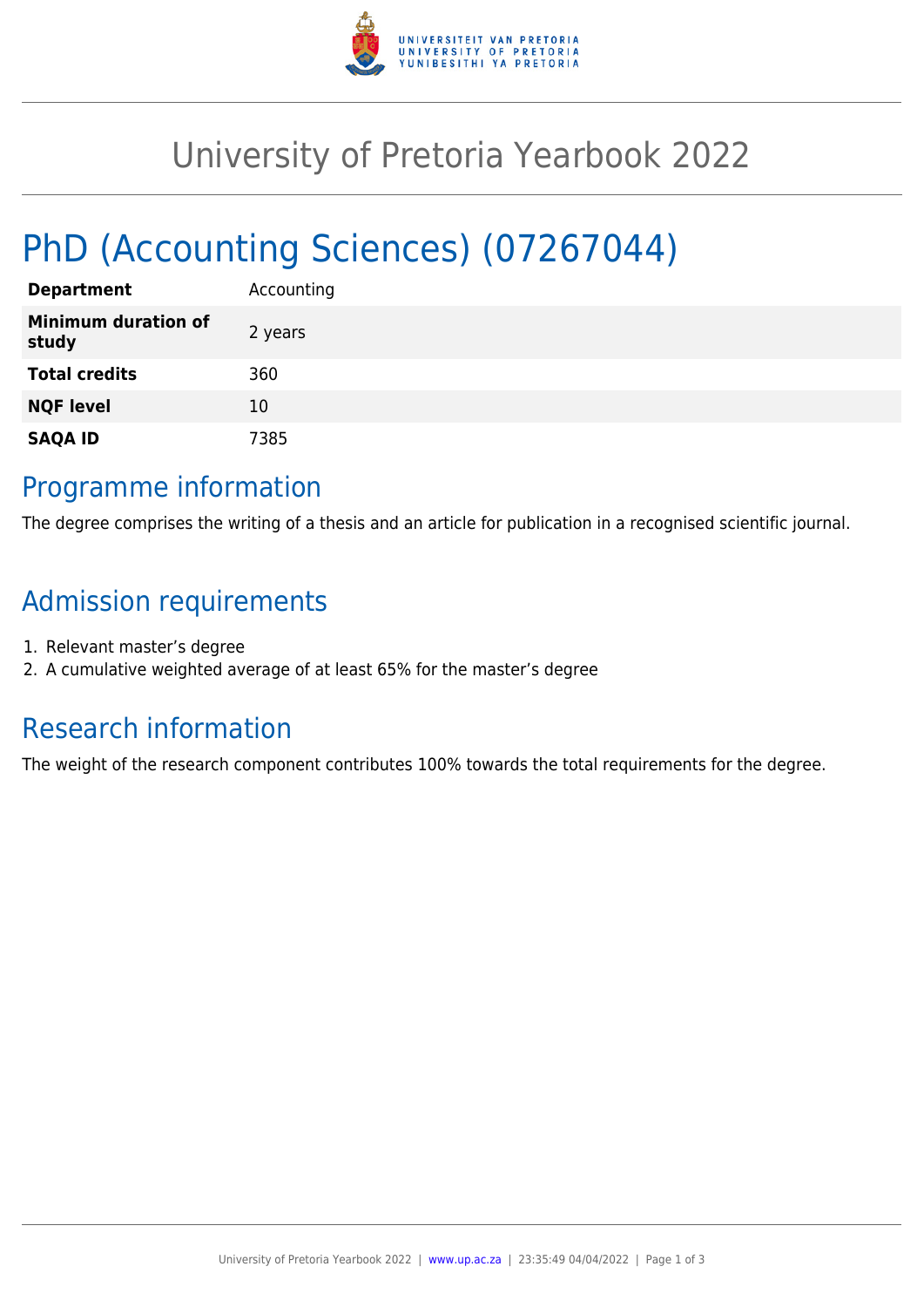# University of Pretoria Yearbook 2022

## PhD (Accounting Sciences) (07267044)

| | |
|---|---|
| **Department** | Accounting |
| **Minimum duration of study** | 2 years |
| **Total credits** | 360 |
| **NQF level** | 10 |
| **SAQA ID** | 7385 |

## Programme information

The degree comprises the writing of a thesis and an article for publication in a recognised scientific journal.

## Admission requirements

1. Relevant master's degree
2. A cumulative weighted average of at least 65% for the master's degree

## Research information

The weight of the research component contributes 100% towards the total requirements for the degree.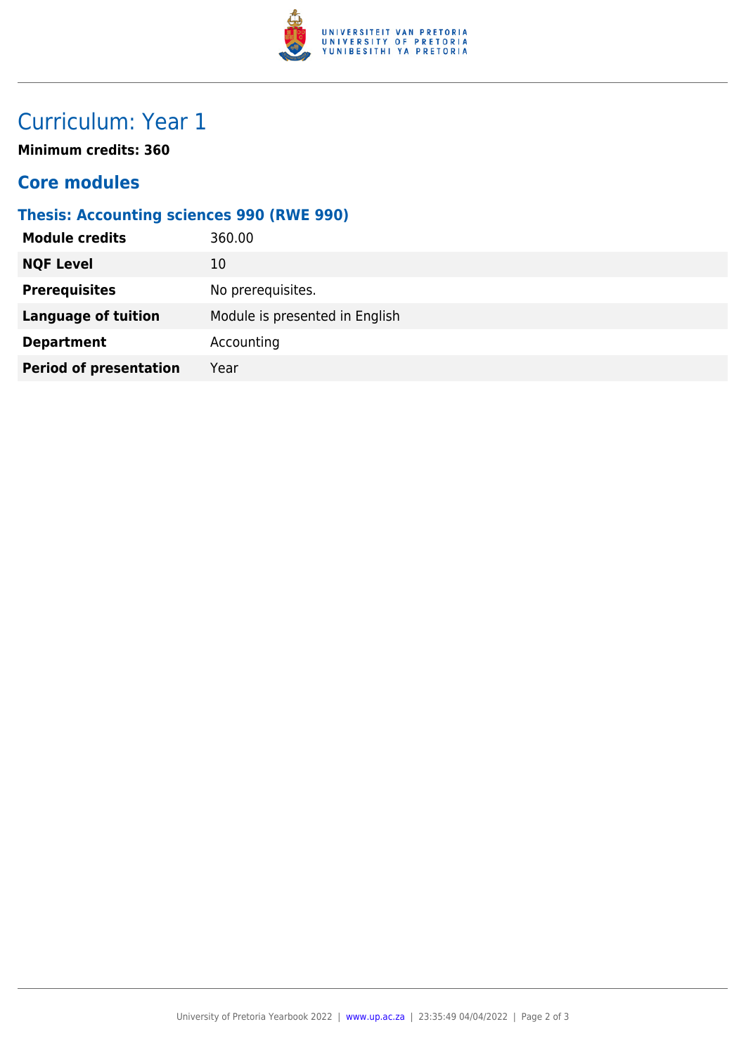# Curriculum: Year 1

**Minimum credits: 360**

## Core modules

### Thesis: Accounting sciences 990 (RWE 990)

| | |
|---|---|
| **Module credits** | 360.00 |
| **NQF Level** | 10 |
| **Prerequisites** | No prerequisites. |
| **Language of tuition** | Module is presented in English |
| **Department** | Accounting |
| **Period of presentation** | Year |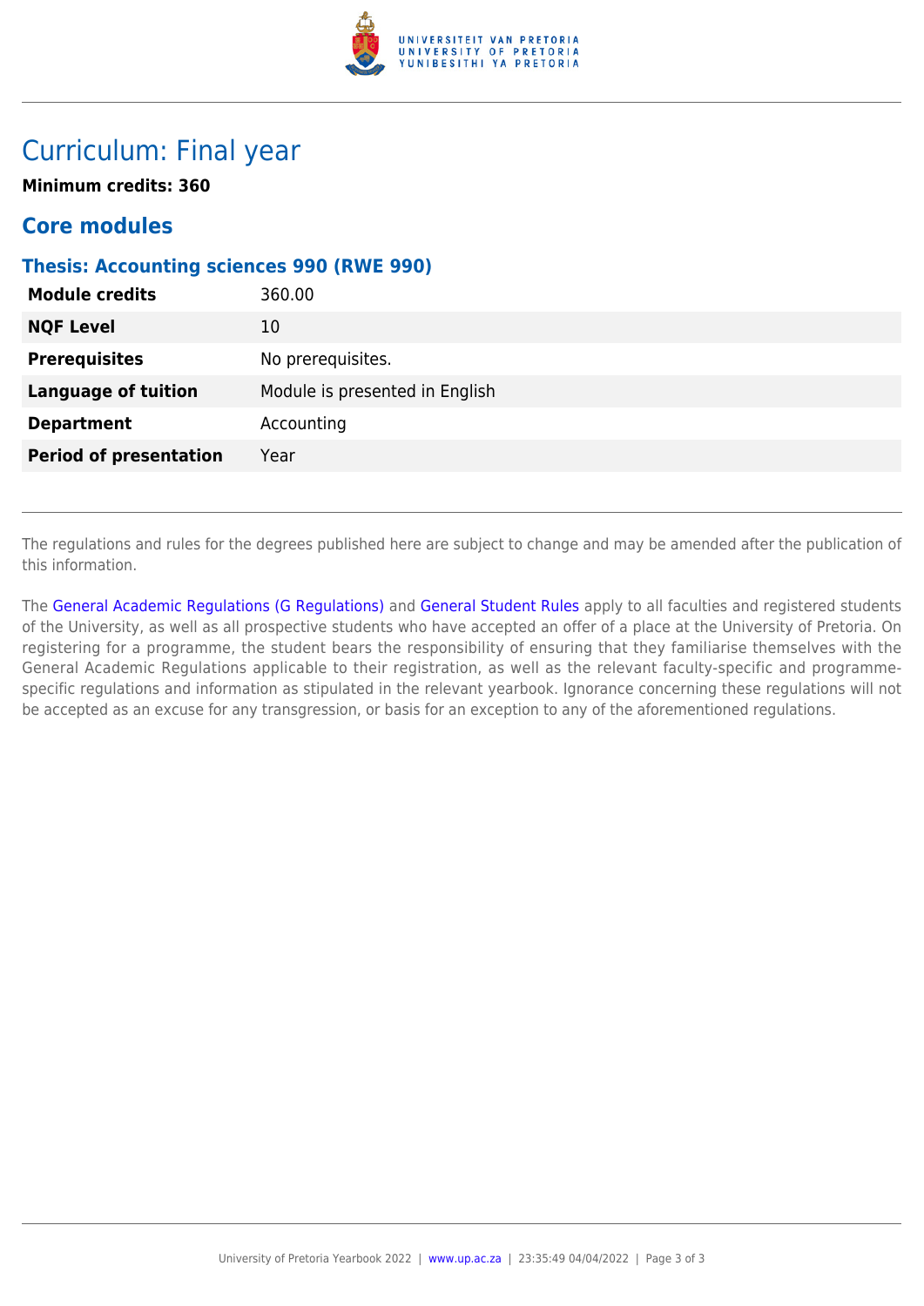# Curriculum: Final year

**Minimum credits: 360**

## Core modules

### Thesis: Accounting sciences 990 (RWE 990)

| | |
|---|---|
| **Module credits** | 360.00 |
| **NQF Level** | 10 |
| **Prerequisites** | No prerequisites. |
| **Language of tuition** | Module is presented in English |
| **Department** | Accounting |
| **Period of presentation** | Year |

The regulations and rules for the degrees published here are subject to change and may be amended after the publication of this information.

The General Academic Regulations (G Regulations) and General Student Rules apply to all faculties and registered students of the University, as well as all prospective students who have accepted an offer of a place at the University of Pretoria. On registering for a programme, the student bears the responsibility of ensuring that they familiarise themselves with the General Academic Regulations applicable to their registration, as well as the relevant faculty-specific and programme-specific regulations and information as stipulated in the relevant yearbook. Ignorance concerning these regulations will not be accepted as an excuse for any transgression, or basis for an exception to any of the aforementioned regulations.